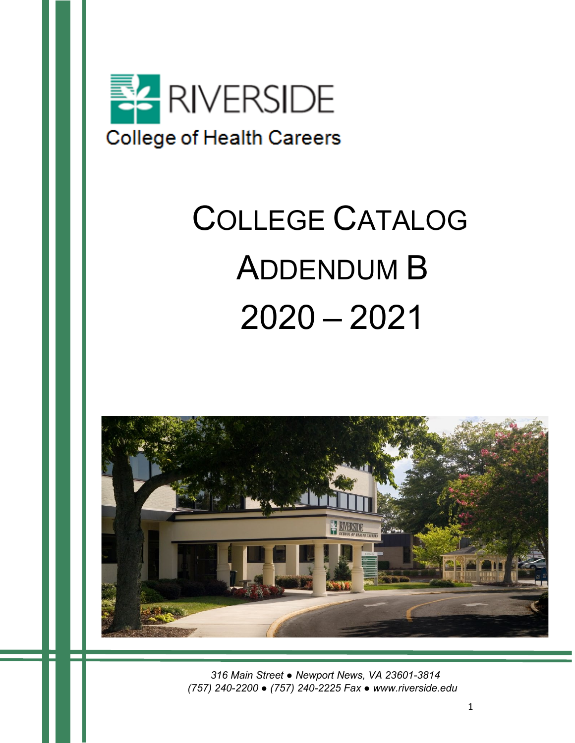RIVERSIDE

College of Health Careers

# College Catalog

# Addendum B

# 2020 – 2021

*316 Main Street ● Newport News, VA 23601-3814*
*(757) 240-2200 ● (757) 240-2225 Fax ● www.riverside.edu*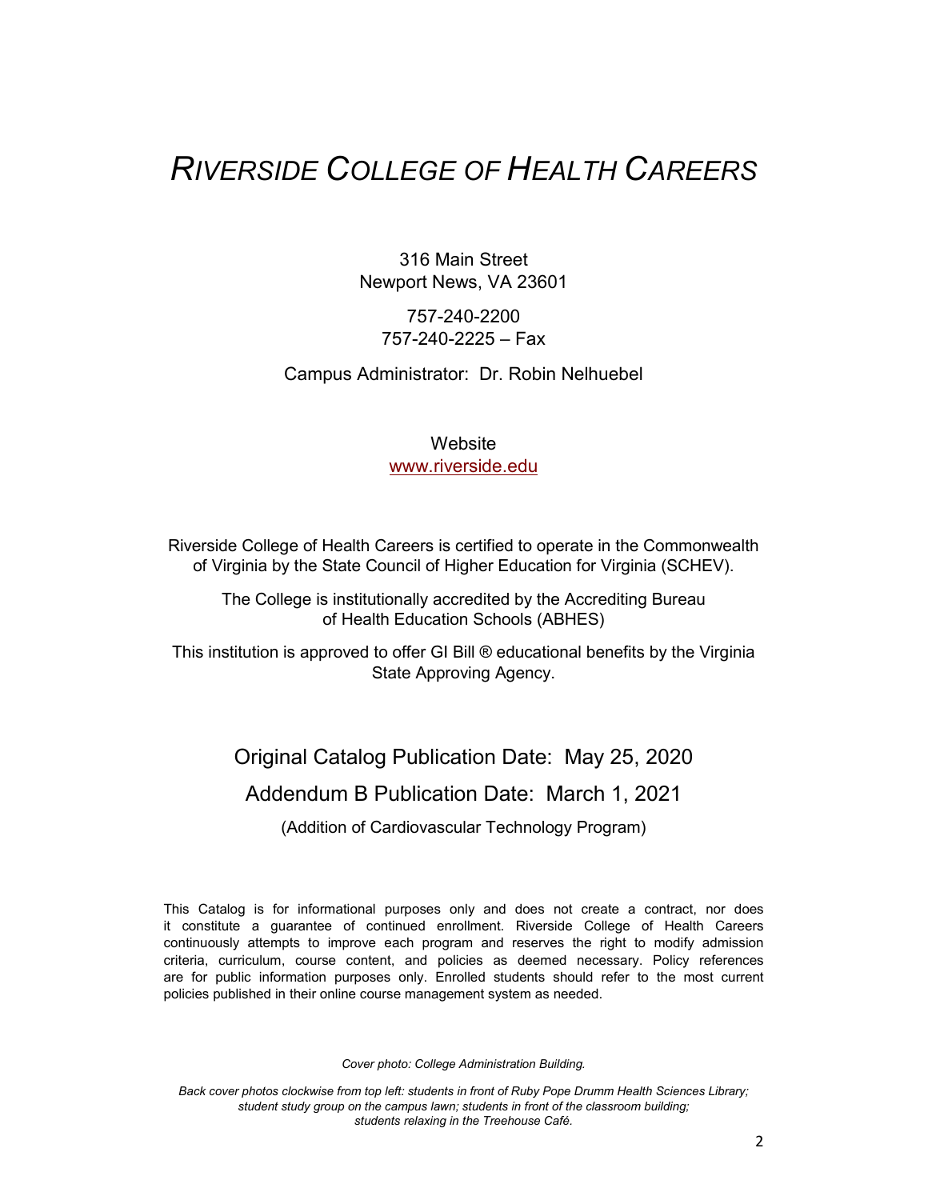# *RIVERSIDE COLLEGE OF HEALTH CAREERS*

316 Main Street
Newport News, VA 23601

757-240-2200
757-240-2225 – Fax

Campus Administrator: Dr. Robin Nelhuebel

Website
www.riverside.edu

Riverside College of Health Careers is certified to operate in the Commonwealth of Virginia by the State Council of Higher Education for Virginia (SCHEV).

The College is institutionally accredited by the Accrediting Bureau of Health Education Schools (ABHES)

This institution is approved to offer GI Bill ® educational benefits by the Virginia State Approving Agency.

## Original Catalog Publication Date: May 25, 2020

## Addendum B Publication Date: March 1, 2021

(Addition of Cardiovascular Technology Program)

This Catalog is for informational purposes only and does not create a contract, nor does it constitute a guarantee of continued enrollment. Riverside College of Health Careers continuously attempts to improve each program and reserves the right to modify admission criteria, curriculum, course content, and policies as deemed necessary. Policy references are for public information purposes only. Enrolled students should refer to the most current policies published in their online course management system as needed.

*Cover photo: College Administration Building.*

*Back cover photos clockwise from top left: students in front of Ruby Pope Drumm Health Sciences Library; student study group on the campus lawn; students in front of the classroom building; students relaxing in the Treehouse Café.*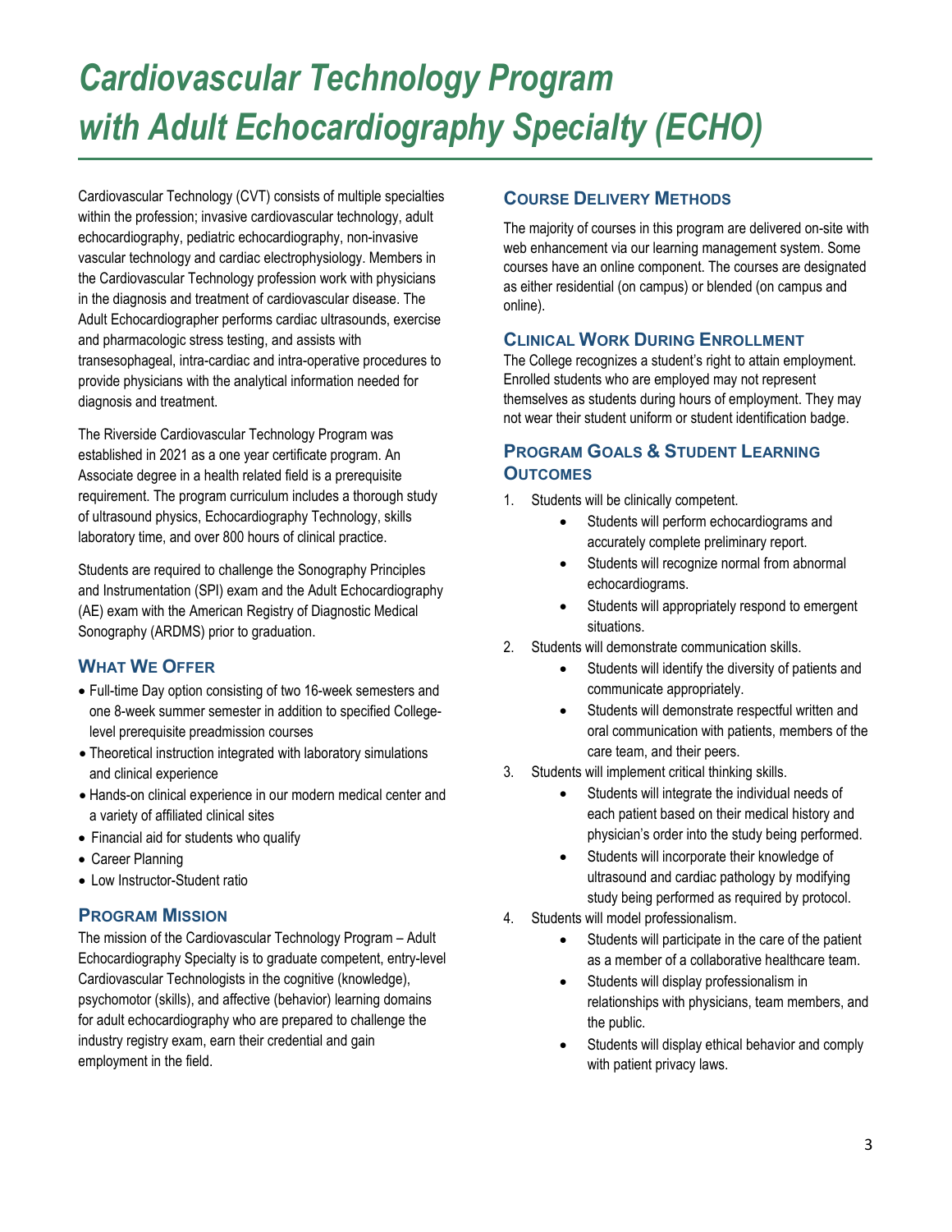# *Cardiovascular Technology Program with Adult Echocardiography Specialty (ECHO)*

Cardiovascular Technology (CVT) consists of multiple specialties within the profession; invasive cardiovascular technology, adult echocardiography, pediatric echocardiography, non-invasive vascular technology and cardiac electrophysiology. Members in the Cardiovascular Technology profession work with physicians in the diagnosis and treatment of cardiovascular disease. The Adult Echocardiographer performs cardiac ultrasounds, exercise and pharmacologic stress testing, and assists with transesophageal, intra-cardiac and intra-operative procedures to provide physicians with the analytical information needed for diagnosis and treatment.

The Riverside Cardiovascular Technology Program was established in 2021 as a one year certificate program. An Associate degree in a health related field is a prerequisite requirement. The program curriculum includes a thorough study of ultrasound physics, Echocardiography Technology, skills laboratory time, and over 800 hours of clinical practice.

Students are required to challenge the Sonography Principles and Instrumentation (SPI) exam and the Adult Echocardiography (AE) exam with the American Registry of Diagnostic Medical Sonography (ARDMS) prior to graduation.

## What We Offer

- Full-time Day option consisting of two 16-week semesters and one 8-week summer semester in addition to specified College-level prerequisite preadmission courses
- Theoretical instruction integrated with laboratory simulations and clinical experience
- Hands-on clinical experience in our modern medical center and a variety of affiliated clinical sites
- Financial aid for students who qualify
- Career Planning
- Low Instructor-Student ratio

## Program Mission

The mission of the Cardiovascular Technology Program – Adult Echocardiography Specialty is to graduate competent, entry-level Cardiovascular Technologists in the cognitive (knowledge), psychomotor (skills), and affective (behavior) learning domains for adult echocardiography who are prepared to challenge the industry registry exam, earn their credential and gain employment in the field.

## Course Delivery Methods

The majority of courses in this program are delivered on-site with web enhancement via our learning management system. Some courses have an online component. The courses are designated as either residential (on campus) or blended (on campus and online).

## Clinical Work During Enrollment

The College recognizes a student's right to attain employment. Enrolled students who are employed may not represent themselves as students during hours of employment. They may not wear their student uniform or student identification badge.

## Program Goals & Student Learning Outcomes

1. Students will be clinically competent.
   - Students will perform echocardiograms and accurately complete preliminary report.
   - Students will recognize normal from abnormal echocardiograms.
   - Students will appropriately respond to emergent situations.
2. Students will demonstrate communication skills.
   - Students will identify the diversity of patients and communicate appropriately.
   - Students will demonstrate respectful written and oral communication with patients, members of the care team, and their peers.
3. Students will implement critical thinking skills.
   - Students will integrate the individual needs of each patient based on their medical history and physician's order into the study being performed.
   - Students will incorporate their knowledge of ultrasound and cardiac pathology by modifying study being performed as required by protocol.
4. Students will model professionalism.
   - Students will participate in the care of the patient as a member of a collaborative healthcare team.
   - Students will display professionalism in relationships with physicians, team members, and the public.
   - Students will display ethical behavior and comply with patient privacy laws.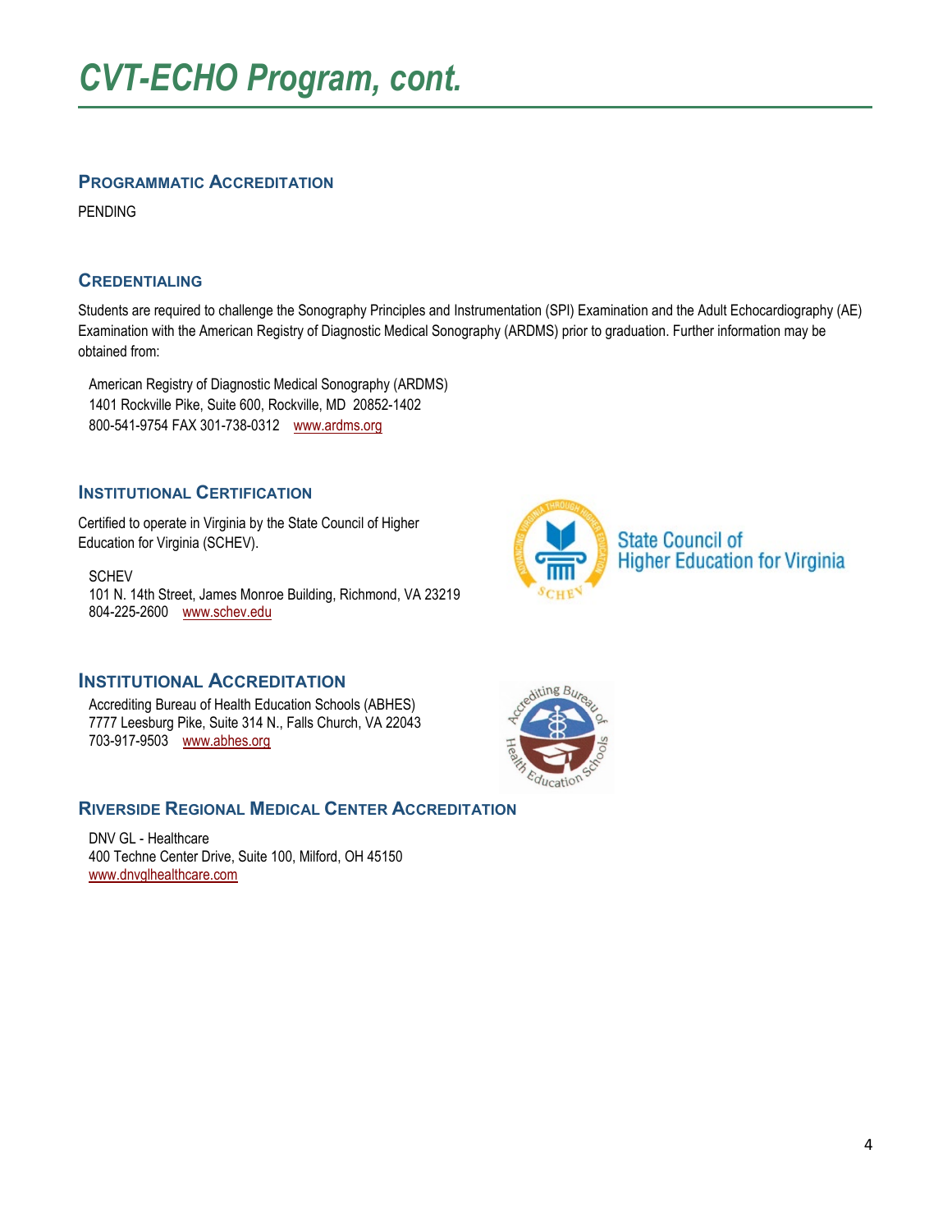# CVT-ECHO Program, cont.

## Programmatic Accreditation

PENDING

## Credentialing

Students are required to challenge the Sonography Principles and Instrumentation (SPI) Examination and the Adult Echocardiography (AE) Examination with the American Registry of Diagnostic Medical Sonography (ARDMS) prior to graduation. Further information may be obtained from:

American Registry of Diagnostic Medical Sonography (ARDMS)
1401 Rockville Pike, Suite 600, Rockville, MD 20852-1402
800-541-9754 FAX 301-738-0312 www.ardms.org

## Institutional Certification

Certified to operate in Virginia by the State Council of Higher Education for Virginia (SCHEV).

SCHEV
101 N. 14th Street, James Monroe Building, Richmond, VA 23219
804-225-2600 www.schev.edu

## Institutional Accreditation

Accrediting Bureau of Health Education Schools (ABHES)
7777 Leesburg Pike, Suite 314 N., Falls Church, VA 22043
703-917-9503 www.abhes.org

## Riverside Regional Medical Center Accreditation

DNV GL - Healthcare
400 Techne Center Drive, Suite 100, Milford, OH 45150
www.dnvglhealthcare.com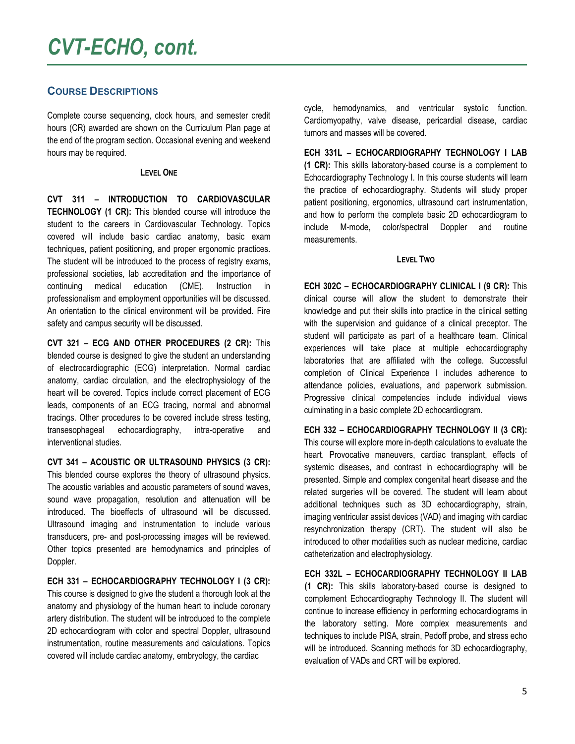# CVT-ECHO, cont.

## Course Descriptions

Complete course sequencing, clock hours, and semester credit hours (CR) awarded are shown on the Curriculum Plan page at the end of the program section. Occasional evening and weekend hours may be required.

### Level One

**CVT 311 – INTRODUCTION TO CARDIOVASCULAR TECHNOLOGY (1 CR):** This blended course will introduce the student to the careers in Cardiovascular Technology. Topics covered will include basic cardiac anatomy, basic exam techniques, patient positioning, and proper ergonomic practices. The student will be introduced to the process of registry exams, professional societies, lab accreditation and the importance of continuing medical education (CME). Instruction in professionalism and employment opportunities will be discussed. An orientation to the clinical environment will be provided. Fire safety and campus security will be discussed.

**CVT 321 – ECG AND OTHER PROCEDURES (2 CR):** This blended course is designed to give the student an understanding of electrocardiographic (ECG) interpretation. Normal cardiac anatomy, cardiac circulation, and the electrophysiology of the heart will be covered. Topics include correct placement of ECG leads, components of an ECG tracing, normal and abnormal tracings. Other procedures to be covered include stress testing, transesophageal echocardiography, intra-operative and interventional studies.

**CVT 341 – ACOUSTIC OR ULTRASOUND PHYSICS (3 CR):** This blended course explores the theory of ultrasound physics. The acoustic variables and acoustic parameters of sound waves, sound wave propagation, resolution and attenuation will be introduced. The bioeffects of ultrasound will be discussed. Ultrasound imaging and instrumentation to include various transducers, pre- and post-processing images will be reviewed. Other topics presented are hemodynamics and principles of Doppler.

**ECH 331 – ECHOCARDIOGRAPHY TECHNOLOGY I (3 CR):** This course is designed to give the student a thorough look at the anatomy and physiology of the human heart to include coronary artery distribution. The student will be introduced to the complete 2D echocardiogram with color and spectral Doppler, ultrasound instrumentation, routine measurements and calculations. Topics covered will include cardiac anatomy, embryology, the cardiac cycle, hemodynamics, and ventricular systolic function. Cardiomyopathy, valve disease, pericardial disease, cardiac tumors and masses will be covered.

**ECH 331L – ECHOCARDIOGRAPHY TECHNOLOGY I LAB (1 CR):** This skills laboratory-based course is a complement to Echocardiography Technology I. In this course students will learn the practice of echocardiography. Students will study proper patient positioning, ergonomics, ultrasound cart instrumentation, and how to perform the complete basic 2D echocardiogram to include M-mode, color/spectral Doppler and routine measurements.

### Level Two

**ECH 302C – ECHOCARDIOGRAPHY CLINICAL I (9 CR):** This clinical course will allow the student to demonstrate their knowledge and put their skills into practice in the clinical setting with the supervision and guidance of a clinical preceptor. The student will participate as part of a healthcare team. Clinical experiences will take place at multiple echocardiography laboratories that are affiliated with the college. Successful completion of Clinical Experience I includes adherence to attendance policies, evaluations, and paperwork submission. Progressive clinical competencies include individual views culminating in a basic complete 2D echocardiogram.

**ECH 332 – ECHOCARDIOGRAPHY TECHNOLOGY II (3 CR):** This course will explore more in-depth calculations to evaluate the heart. Provocative maneuvers, cardiac transplant, effects of systemic diseases, and contrast in echocardiography will be presented. Simple and complex congenital heart disease and the related surgeries will be covered. The student will learn about additional techniques such as 3D echocardiography, strain, imaging ventricular assist devices (VAD) and imaging with cardiac resynchronization therapy (CRT). The student will also be introduced to other modalities such as nuclear medicine, cardiac catheterization and electrophysiology.

**ECH 332L – ECHOCARDIOGRAPHY TECHNOLOGY II LAB (1 CR):** This skills laboratory-based course is designed to complement Echocardiography Technology II. The student will continue to increase efficiency in performing echocardiograms in the laboratory setting. More complex measurements and techniques to include PISA, strain, Pedoff probe, and stress echo will be introduced. Scanning methods for 3D echocardiography, evaluation of VADs and CRT will be explored.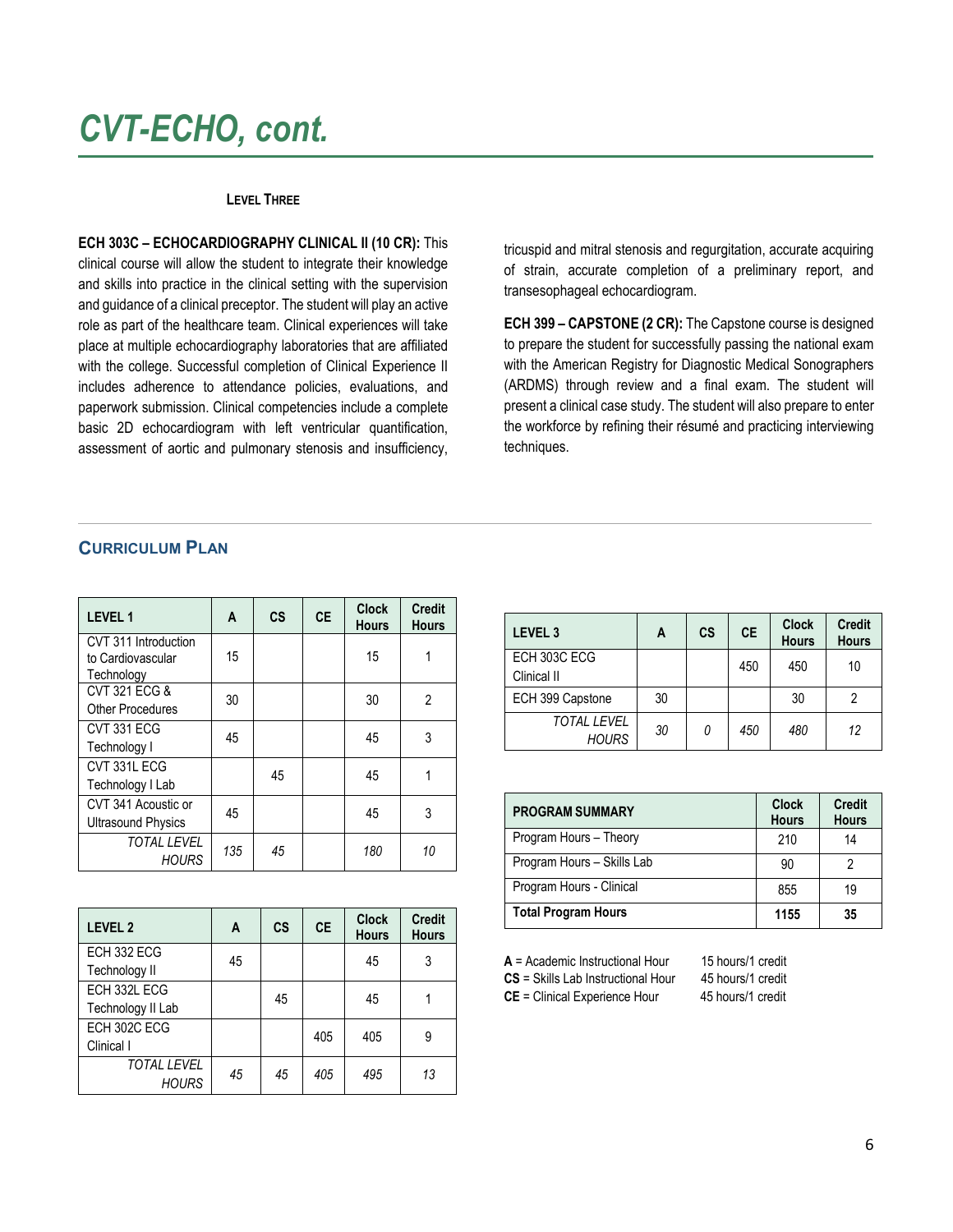# CVT-ECHO, cont.

### Level Three

**ECH 303C – ECHOCARDIOGRAPHY CLINICAL II (10 CR):** This clinical course will allow the student to integrate their knowledge and skills into practice in the clinical setting with the supervision and guidance of a clinical preceptor. The student will play an active role as part of the healthcare team. Clinical experiences will take place at multiple echocardiography laboratories that are affiliated with the college. Successful completion of Clinical Experience II includes adherence to attendance policies, evaluations, and paperwork submission. Clinical competencies include a complete basic 2D echocardiogram with left ventricular quantification, assessment of aortic and pulmonary stenosis and insufficiency, tricuspid and mitral stenosis and regurgitation, accurate acquiring of strain, accurate completion of a preliminary report, and transesophageal echocardiogram.

**ECH 399 – CAPSTONE (2 CR):** The Capstone course is designed to prepare the student for successfully passing the national exam with the American Registry for Diagnostic Medical Sonographers (ARDMS) through review and a final exam. The student will present a clinical case study. The student will also prepare to enter the workforce by refining their résumé and practicing interviewing techniques.

## Curriculum Plan

| LEVEL 1 | A | CS | CE | Clock Hours | Credit Hours |
|---|---|---|---|---|---|
| CVT 311 Introduction to Cardiovascular Technology | 15 | | | 15 | 1 |
| CVT 321 ECG & Other Procedures | 30 | | | 30 | 2 |
| CVT 331 ECG Technology I | 45 | | | 45 | 3 |
| CVT 331L ECG Technology I Lab | | 45 | | 45 | 1 |
| CVT 341 Acoustic or Ultrasound Physics | 45 | | | 45 | 3 |
| *TOTAL LEVEL HOURS* | *135* | *45* | | *180* | *10* |

| LEVEL 2 | A | CS | CE | Clock Hours | Credit Hours |
|---|---|---|---|---|---|
| ECH 332 ECG Technology II | 45 | | | 45 | 3 |
| ECH 332L ECG Technology II Lab | | 45 | | 45 | 1 |
| ECH 302C ECG Clinical I | | | 405 | 405 | 9 |
| *TOTAL LEVEL HOURS* | *45* | *45* | *405* | *495* | *13* |

| LEVEL 3 | A | CS | CE | Clock Hours | Credit Hours |
|---|---|---|---|---|---|
| ECH 303C ECG Clinical II | | | 450 | 450 | 10 |
| ECH 399 Capstone | 30 | | | 30 | 2 |
| *TOTAL LEVEL HOURS* | *30* | *0* | *450* | *480* | *12* |

| PROGRAM SUMMARY | Clock Hours | Credit Hours |
|---|---|---|
| Program Hours – Theory | 210 | 14 |
| Program Hours – Skills Lab | 90 | 2 |
| Program Hours - Clinical | 855 | 19 |
| **Total Program Hours** | **1155** | **35** |

**A** = Academic Instructional Hour 15 hours/1 credit
**CS** = Skills Lab Instructional Hour 45 hours/1 credit
**CE** = Clinical Experience Hour 45 hours/1 credit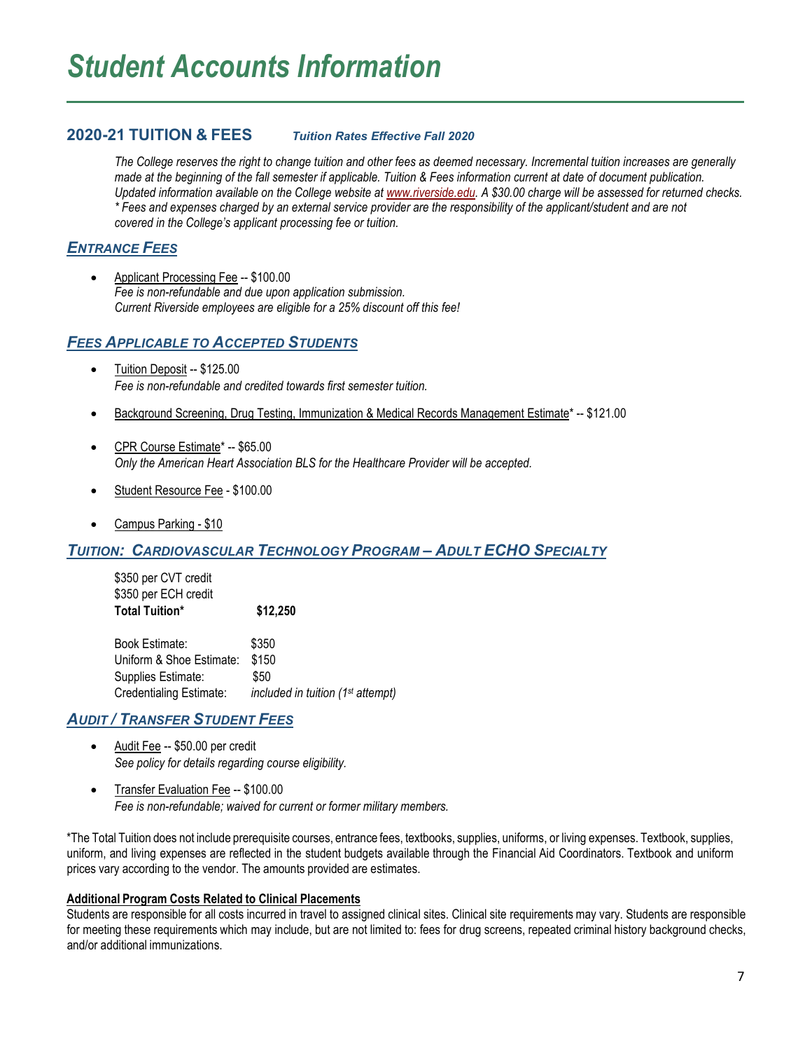# *Student Accounts Information*

## 2020-21 TUITION & FEES *Tuition Rates Effective Fall 2020*

*The College reserves the right to change tuition and other fees as deemed necessary. Incremental tuition increases are generally made at the beginning of the fall semester if applicable. Tuition & Fees information current at date of document publication. Updated information available on the College website at www.riverside.edu. A $30.00 charge will be assessed for returned checks.*
*\* Fees and expenses charged by an external service provider are the responsibility of the applicant/student and are not covered in the College's applicant processing fee or tuition.*

### *Entrance Fees*

- Applicant Processing Fee -- $100.00
  *Fee is non-refundable and due upon application submission.*
  *Current Riverside employees are eligible for a 25% discount off this fee!*

### *Fees Applicable to Accepted Students*

- Tuition Deposit -- $125.00
  *Fee is non-refundable and credited towards first semester tuition.*
- Background Screening, Drug Testing, Immunization & Medical Records Management Estimate* -- $121.00
- CPR Course Estimate* -- $65.00
  *Only the American Heart Association BLS for the Healthcare Provider will be accepted.*
- Student Resource Fee - $100.00
- Campus Parking - $10

### *Tuition: Cardiovascular Technology Program – Adult ECHO Specialty*

$350 per CVT credit
$350 per ECH credit
**Total Tuition\*** **$12,250**

| | |
|---|---|
| Book Estimate: | $350 |
| Uniform & Shoe Estimate: | $150 |
| Supplies Estimate: | $50 |
| Credentialing Estimate: | *included in tuition (1st attempt)* |

### *Audit / Transfer Student Fees*

- Audit Fee -- $50.00 per credit
  *See policy for details regarding course eligibility.*
- Transfer Evaluation Fee -- $100.00
  *Fee is non-refundable; waived for current or former military members.*

*The Total Tuition does not include prerequisite courses, entrance fees, textbooks, supplies, uniforms, or living expenses. Textbook, supplies, uniform, and living expenses are reflected in the student budgets available through the Financial Aid Coordinators. Textbook and uniform prices vary according to the vendor. The amounts provided are estimates.

**Additional Program Costs Related to Clinical Placements**

Students are responsible for all costs incurred in travel to assigned clinical sites. Clinical site requirements may vary. Students are responsible for meeting these requirements which may include, but are not limited to: fees for drug screens, repeated criminal history background checks, and/or additional immunizations.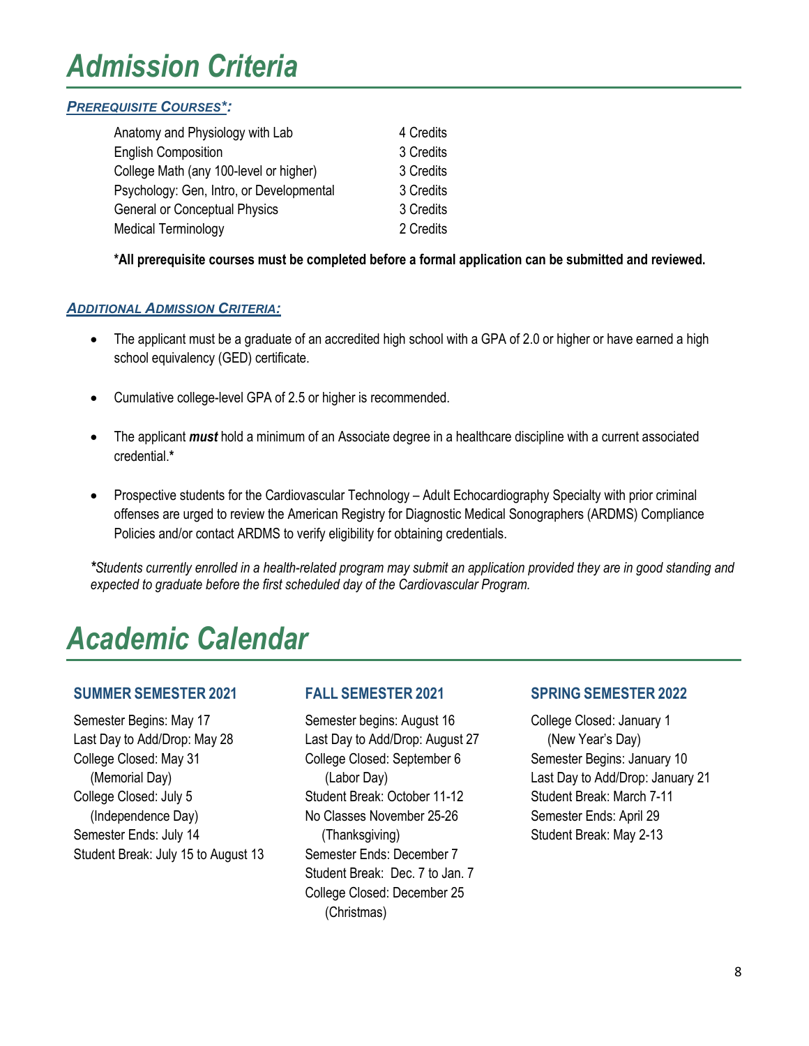# *Admission Criteria*

***Prerequisite Courses*:***

| Course | Credits |
|---|---|
| Anatomy and Physiology with Lab | 4 Credits |
| English Composition | 3 Credits |
| College Math (any 100-level or higher) | 3 Credits |
| Psychology: Gen, Intro, or Developmental | 3 Credits |
| General or Conceptual Physics | 3 Credits |
| Medical Terminology | 2 Credits |

**\*All prerequisite courses must be completed before a formal application can be submitted and reviewed.**

***Additional Admission Criteria:***

- The applicant must be a graduate of an accredited high school with a GPA of 2.0 or higher or have earned a high school equivalency (GED) certificate.
- Cumulative college-level GPA of 2.5 or higher is recommended.
- The applicant ***must*** hold a minimum of an Associate degree in a healthcare discipline with a current associated credential.**\***
- Prospective students for the Cardiovascular Technology – Adult Echocardiography Specialty with prior criminal offenses are urged to review the American Registry for Diagnostic Medical Sonographers (ARDMS) Compliance Policies and/or contact ARDMS to verify eligibility for obtaining credentials.

***\****Students currently enrolled in a health-related program may submit an application provided they are in good standing and expected to graduate before the first scheduled day of the Cardiovascular Program.*

# *Academic Calendar*

### SUMMER SEMESTER 2021

Semester Begins: May 17
Last Day to Add/Drop: May 28
College Closed: May 31
(Memorial Day)
College Closed: July 5
(Independence Day)
Semester Ends: July 14
Student Break: July 15 to August 13

### FALL SEMESTER 2021

Semester begins: August 16
Last Day to Add/Drop: August 27
College Closed: September 6
(Labor Day)
Student Break: October 11-12
No Classes November 25-26
(Thanksgiving)
Semester Ends: December 7
Student Break: Dec. 7 to Jan. 7
College Closed: December 25
(Christmas)

### SPRING SEMESTER 2022

College Closed: January 1
(New Year's Day)
Semester Begins: January 10
Last Day to Add/Drop: January 21
Student Break: March 7-11
Semester Ends: April 29
Student Break: May 2-13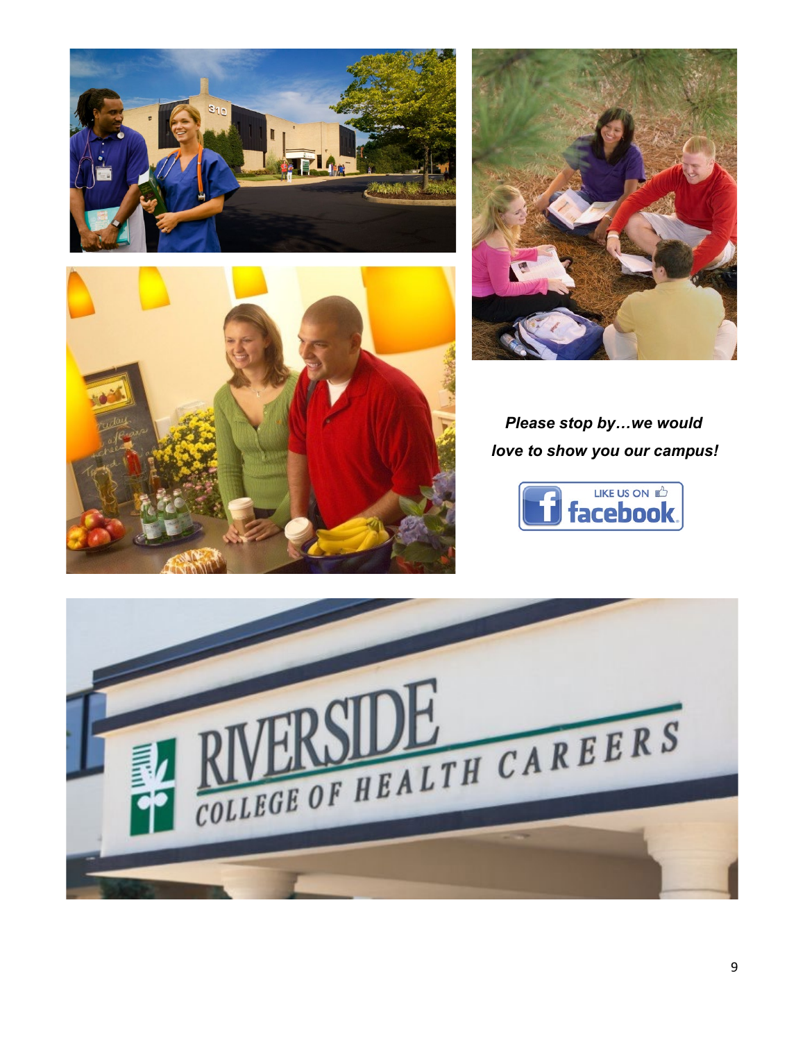*Please stop by…we would love to show you our campus!*